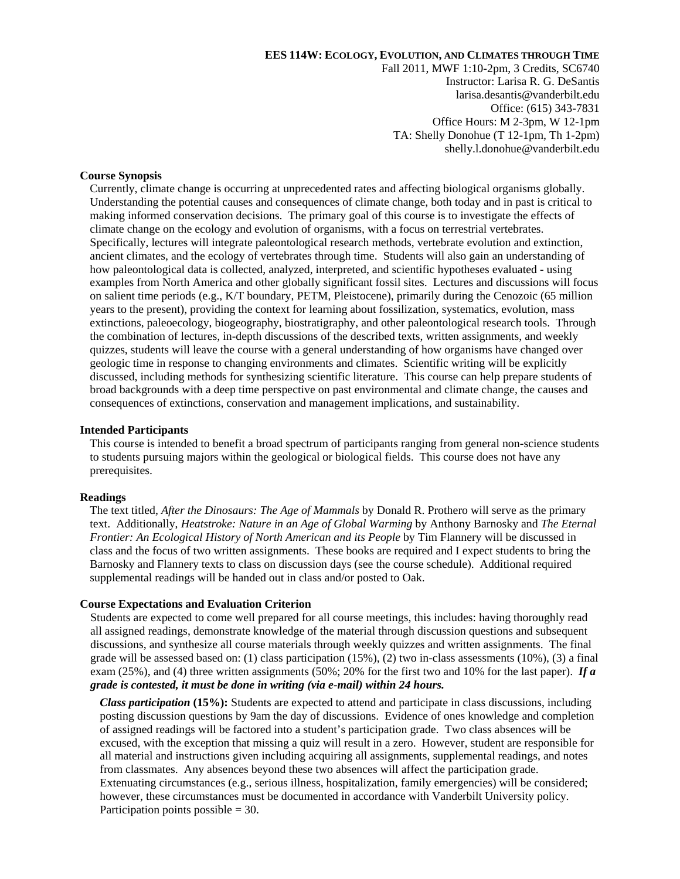# EES 114W: Ecology, Evolution, and Climates through Time

Fall 2011, MWF 1:10-2pm, 3 Credits, SC6740
Instructor: Larisa R. G. DeSantis
larisa.desantis@vanderbilt.edu
Office: (615) 343-7831
Office Hours: M 2-3pm, W 12-1pm
TA: Shelly Donohue (T 12-1pm, Th 1-2pm)
shelly.l.donohue@vanderbilt.edu

## Course Synopsis

Currently, climate change is occurring at unprecedented rates and affecting biological organisms globally. Understanding the potential causes and consequences of climate change, both today and in past is critical to making informed conservation decisions. The primary goal of this course is to investigate the effects of climate change on the ecology and evolution of organisms, with a focus on terrestrial vertebrates. Specifically, lectures will integrate paleontological research methods, vertebrate evolution and extinction, ancient climates, and the ecology of vertebrates through time. Students will also gain an understanding of how paleontological data is collected, analyzed, interpreted, and scientific hypotheses evaluated - using examples from North America and other globally significant fossil sites. Lectures and discussions will focus on salient time periods (e.g., K/T boundary, PETM, Pleistocene), primarily during the Cenozoic (65 million years to the present), providing the context for learning about fossilization, systematics, evolution, mass extinctions, paleoecology, biogeography, biostratigraphy, and other paleontological research tools. Through the combination of lectures, in-depth discussions of the described texts, written assignments, and weekly quizzes, students will leave the course with a general understanding of how organisms have changed over geologic time in response to changing environments and climates. Scientific writing will be explicitly discussed, including methods for synthesizing scientific literature. This course can help prepare students of broad backgrounds with a deep time perspective on past environmental and climate change, the causes and consequences of extinctions, conservation and management implications, and sustainability.

## Intended Participants

This course is intended to benefit a broad spectrum of participants ranging from general non-science students to students pursuing majors within the geological or biological fields. This course does not have any prerequisites.

## Readings

The text titled, *After the Dinosaurs: The Age of Mammals* by Donald R. Prothero will serve as the primary text. Additionally, *Heatstroke: Nature in an Age of Global Warming* by Anthony Barnosky and *The Eternal Frontier: An Ecological History of North American and its People* by Tim Flannery will be discussed in class and the focus of two written assignments. These books are required and I expect students to bring the Barnosky and Flannery texts to class on discussion days (see the course schedule). Additional required supplemental readings will be handed out in class and/or posted to Oak.

## Course Expectations and Evaluation Criterion

Students are expected to come well prepared for all course meetings, this includes: having thoroughly read all assigned readings, demonstrate knowledge of the material through discussion questions and subsequent discussions, and synthesize all course materials through weekly quizzes and written assignments. The final grade will be assessed based on: (1) class participation (15%), (2) two in-class assessments (10%), (3) a final exam (25%), and (4) three written assignments (50%; 20% for the first two and 10% for the last paper). ***If a grade is contested, it must be done in writing (via e-mail) within 24 hours.***

***Class participation* (15%):** Students are expected to attend and participate in class discussions, including posting discussion questions by 9am the day of discussions. Evidence of ones knowledge and completion of assigned readings will be factored into a student's participation grade. Two class absences will be excused, with the exception that missing a quiz will result in a zero. However, student are responsible for all material and instructions given including acquiring all assignments, supplemental readings, and notes from classmates. Any absences beyond these two absences will affect the participation grade. Extenuating circumstances (e.g., serious illness, hospitalization, family emergencies) will be considered; however, these circumstances must be documented in accordance with Vanderbilt University policy. Participation points possible = 30.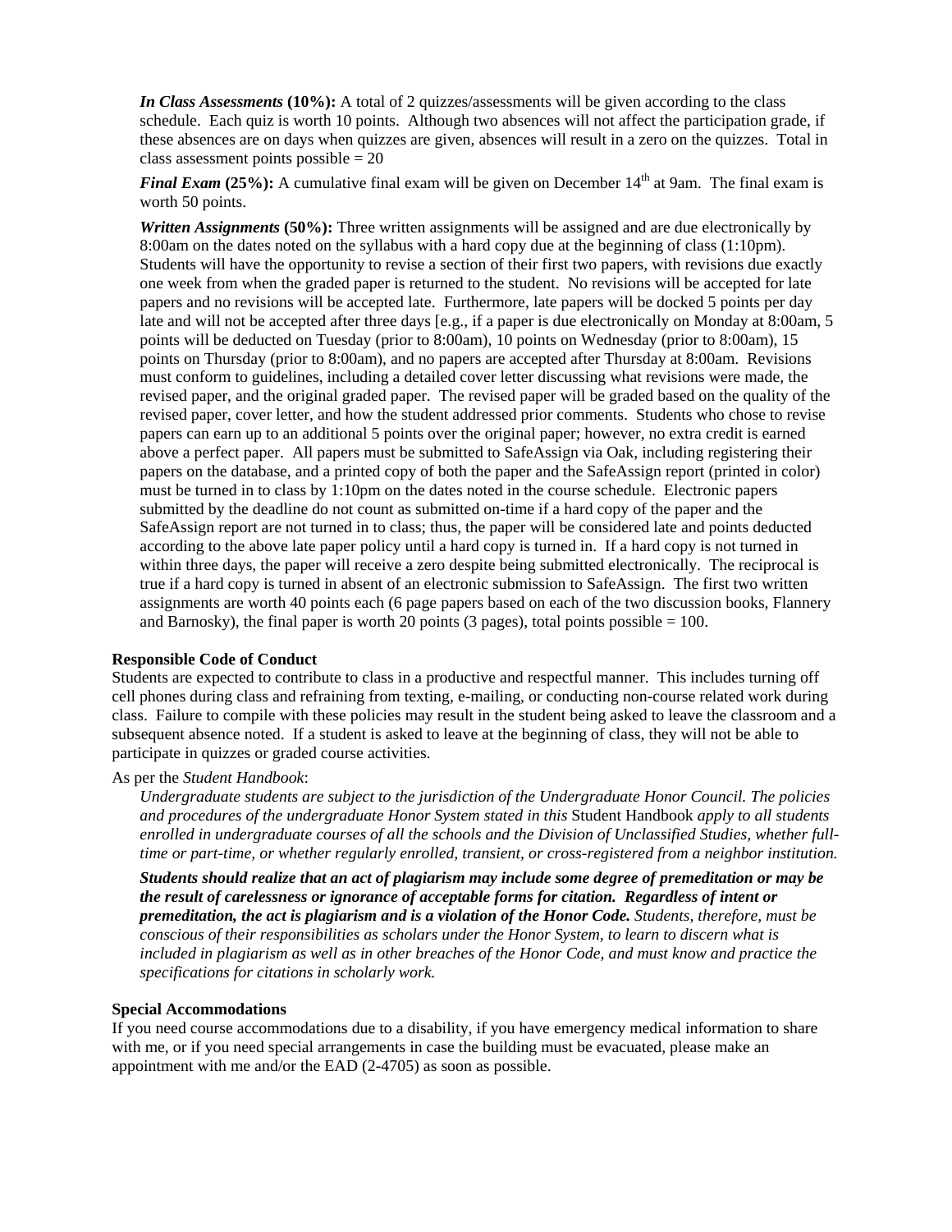***In Class Assessments* (10%):** A total of 2 quizzes/assessments will be given according to the class schedule. Each quiz is worth 10 points. Although two absences will not affect the participation grade, if these absences are on days when quizzes are given, absences will result in a zero on the quizzes. Total in class assessment points possible = 20

***Final Exam* (25%):** A cumulative final exam will be given on December 14th at 9am. The final exam is worth 50 points.

***Written Assignments* (50%):** Three written assignments will be assigned and are due electronically by 8:00am on the dates noted on the syllabus with a hard copy due at the beginning of class (1:10pm). Students will have the opportunity to revise a section of their first two papers, with revisions due exactly one week from when the graded paper is returned to the student. No revisions will be accepted for late papers and no revisions will be accepted late. Furthermore, late papers will be docked 5 points per day late and will not be accepted after three days [e.g., if a paper is due electronically on Monday at 8:00am, 5 points will be deducted on Tuesday (prior to 8:00am), 10 points on Wednesday (prior to 8:00am), 15 points on Thursday (prior to 8:00am), and no papers are accepted after Thursday at 8:00am. Revisions must conform to guidelines, including a detailed cover letter discussing what revisions were made, the revised paper, and the original graded paper. The revised paper will be graded based on the quality of the revised paper, cover letter, and how the student addressed prior comments. Students who chose to revise papers can earn up to an additional 5 points over the original paper; however, no extra credit is earned above a perfect paper. All papers must be submitted to SafeAssign via Oak, including registering their papers on the database, and a printed copy of both the paper and the SafeAssign report (printed in color) must be turned in to class by 1:10pm on the dates noted in the course schedule. Electronic papers submitted by the deadline do not count as submitted on-time if a hard copy of the paper and the SafeAssign report are not turned in to class; thus, the paper will be considered late and points deducted according to the above late paper policy until a hard copy is turned in. If a hard copy is not turned in within three days, the paper will receive a zero despite being submitted electronically. The reciprocal is true if a hard copy is turned in absent of an electronic submission to SafeAssign. The first two written assignments are worth 40 points each (6 page papers based on each of the two discussion books, Flannery and Barnosky), the final paper is worth 20 points (3 pages), total points possible = 100.

**Responsible Code of Conduct**

Students are expected to contribute to class in a productive and respectful manner. This includes turning off cell phones during class and refraining from texting, e-mailing, or conducting non-course related work during class. Failure to compile with these policies may result in the student being asked to leave the classroom and a subsequent absence noted. If a student is asked to leave at the beginning of class, they will not be able to participate in quizzes or graded course activities.

As per the *Student Handbook*:

> *Undergraduate students are subject to the jurisdiction of the Undergraduate Honor Council. The policies and procedures of the undergraduate Honor System stated in this* Student Handbook *apply to all students enrolled in undergraduate courses of all the schools and the Division of Unclassified Studies, whether full-time or part-time, or whether regularly enrolled, transient, or cross-registered from a neighbor institution.*
>
> ***Students should realize that an act of plagiarism may include some degree of premeditation or may be the result of carelessness or ignorance of acceptable forms for citation. Regardless of intent or premeditation, the act is plagiarism and is a violation of the Honor Code.*** *Students, therefore, must be conscious of their responsibilities as scholars under the Honor System, to learn to discern what is included in plagiarism as well as in other breaches of the Honor Code, and must know and practice the specifications for citations in scholarly work.*

**Special Accommodations**

If you need course accommodations due to a disability, if you have emergency medical information to share with me, or if you need special arrangements in case the building must be evacuated, please make an appointment with me and/or the EAD (2-4705) as soon as possible.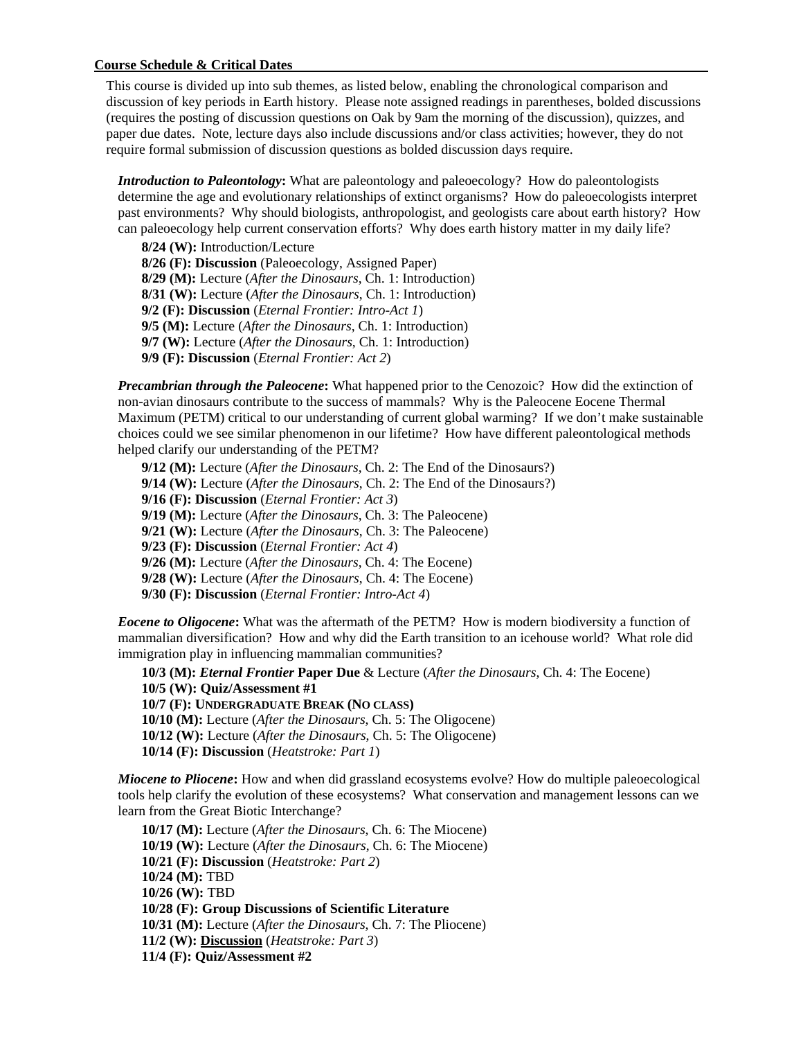## Course Schedule & Critical Dates

This course is divided up into sub themes, as listed below, enabling the chronological comparison and discussion of key periods in Earth history. Please note assigned readings in parentheses, bolded discussions (requires the posting of discussion questions on Oak by 9am the morning of the discussion), quizzes, and paper due dates. Note, lecture days also include discussions and/or class activities; however, they do not require formal submission of discussion questions as bolded discussion days require.

***Introduction to Paleontology*****:** What are paleontology and paleoecology? How do paleontologists determine the age and evolutionary relationships of extinct organisms? How do paleoecologists interpret past environments? Why should biologists, anthropologist, and geologists care about earth history? How can paleoecology help current conservation efforts? Why does earth history matter in my daily life?

**8/24 (W):** Introduction/Lecture
**8/26 (F): Discussion** (Paleoecology, Assigned Paper)
**8/29 (M):** Lecture (*After the Dinosaurs*, Ch. 1: Introduction)
**8/31 (W):** Lecture (*After the Dinosaurs*, Ch. 1: Introduction)
**9/2 (F): Discussion** (*Eternal Frontier: Intro-Act 1*)
**9/5 (M):** Lecture (*After the Dinosaurs*, Ch. 1: Introduction)
**9/7 (W):** Lecture (*After the Dinosaurs*, Ch. 1: Introduction)
**9/9 (F): Discussion** (*Eternal Frontier: Act 2*)

***Precambrian through the Paleocene*****:** What happened prior to the Cenozoic? How did the extinction of non-avian dinosaurs contribute to the success of mammals? Why is the Paleocene Eocene Thermal Maximum (PETM) critical to our understanding of current global warming? If we don't make sustainable choices could we see similar phenomenon in our lifetime? How have different paleontological methods helped clarify our understanding of the PETM?

**9/12 (M):** Lecture (*After the Dinosaurs*, Ch. 2: The End of the Dinosaurs?)
**9/14 (W):** Lecture (*After the Dinosaurs*, Ch. 2: The End of the Dinosaurs?)
**9/16 (F): Discussion** (*Eternal Frontier: Act 3*)
**9/19 (M):** Lecture (*After the Dinosaurs*, Ch. 3: The Paleocene)
**9/21 (W):** Lecture (*After the Dinosaurs*, Ch. 3: The Paleocene)
**9/23 (F): Discussion** (*Eternal Frontier: Act 4*)
**9/26 (M):** Lecture (*After the Dinosaurs*, Ch. 4: The Eocene)
**9/28 (W):** Lecture (*After the Dinosaurs*, Ch. 4: The Eocene)
**9/30 (F): Discussion** (*Eternal Frontier: Intro-Act 4*)

***Eocene to Oligocene*****:** What was the aftermath of the PETM? How is modern biodiversity a function of mammalian diversification? How and why did the Earth transition to an icehouse world? What role did immigration play in influencing mammalian communities?

**10/3 (M): *Eternal Frontier* Paper Due** & Lecture (*After the Dinosaurs*, Ch. 4: The Eocene)
**10/5 (W): Quiz/Assessment #1**
**10/7 (F): UNDERGRADUATE BREAK (NO CLASS)**
**10/10 (M):** Lecture (*After the Dinosaurs*, Ch. 5: The Oligocene)
**10/12 (W):** Lecture (*After the Dinosaurs*, Ch. 5: The Oligocene)
**10/14 (F): Discussion** (*Heatstroke: Part 1*)

***Miocene to Pliocene*****:** How and when did grassland ecosystems evolve? How do multiple paleoecological tools help clarify the evolution of these ecosystems? What conservation and management lessons can we learn from the Great Biotic Interchange?

**10/17 (M):** Lecture (*After the Dinosaurs*, Ch. 6: The Miocene)
**10/19 (W):** Lecture (*After the Dinosaurs*, Ch. 6: The Miocene)
**10/21 (F): Discussion** (*Heatstroke: Part 2*)
**10/24 (M):** TBD
**10/26 (W):** TBD
**10/28 (F): Group Discussions of Scientific Literature**
**10/31 (M):** Lecture (*After the Dinosaurs*, Ch. 7: The Pliocene)
**11/2 (W): <u>Discussion</u>** (*Heatstroke: Part 3*)
**11/4 (F): Quiz/Assessment #2**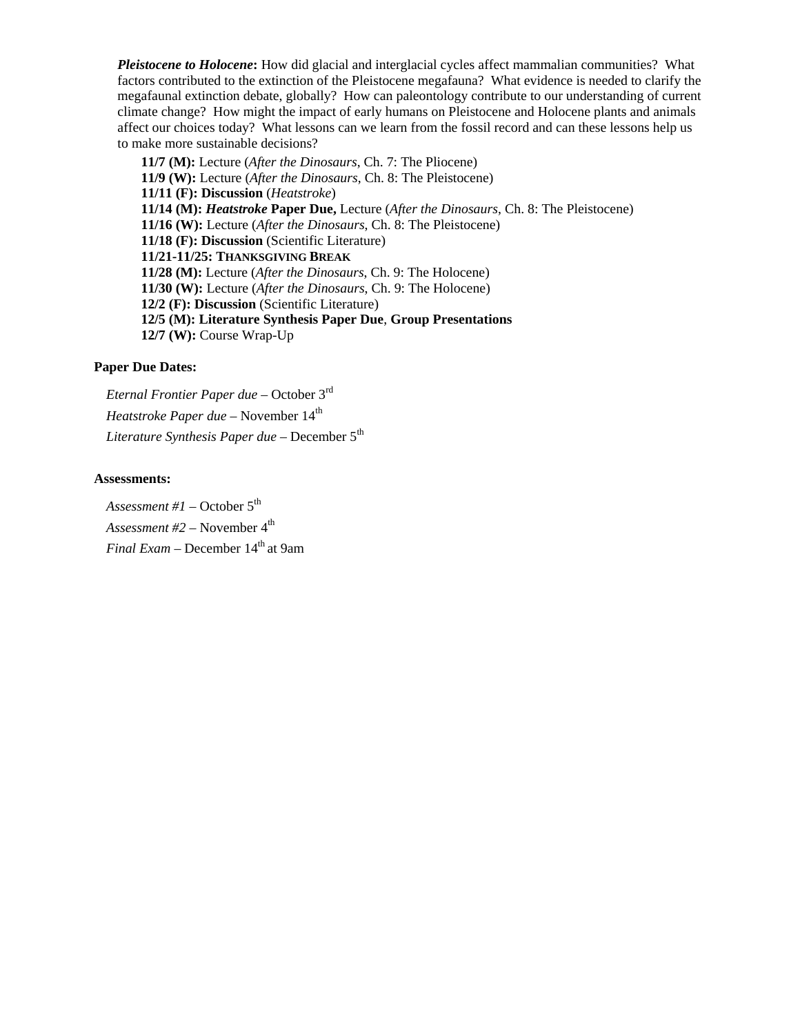***Pleistocene to Holocene*:** How did glacial and interglacial cycles affect mammalian communities? What factors contributed to the extinction of the Pleistocene megafauna? What evidence is needed to clarify the megafaunal extinction debate, globally? How can paleontology contribute to our understanding of current climate change? How might the impact of early humans on Pleistocene and Holocene plants and animals affect our choices today? What lessons can we learn from the fossil record and can these lessons help us to make more sustainable decisions?

**11/7 (M):** Lecture (*After the Dinosaurs*, Ch. 7: The Pliocene)
**11/9 (W):** Lecture (*After the Dinosaurs*, Ch. 8: The Pleistocene)
**11/11 (F): Discussion** (*Heatstroke*)
**11/14 (M): *Heatstroke* Paper Due,** Lecture (*After the Dinosaurs*, Ch. 8: The Pleistocene)
**11/16 (W):** Lecture (*After the Dinosaurs*, Ch. 8: The Pleistocene)
**11/18 (F): Discussion** (Scientific Literature)
**11/21-11/25: THANKSGIVING BREAK**
**11/28 (M):** Lecture (*After the Dinosaurs*, Ch. 9: The Holocene)
**11/30 (W):** Lecture (*After the Dinosaurs*, Ch. 9: The Holocene)
**12/2 (F): Discussion** (Scientific Literature)
**12/5 (M): Literature Synthesis Paper Due**, **Group Presentations**
**12/7 (W):** Course Wrap-Up

**Paper Due Dates:**

*Eternal Frontier Paper due* – October 3rd

*Heatstroke Paper due* – November 14th

*Literature Synthesis Paper due* – December 5th

**Assessments:**

*Assessment #1* – October 5th

*Assessment #2* – November 4th

*Final Exam* – December 14th at 9am